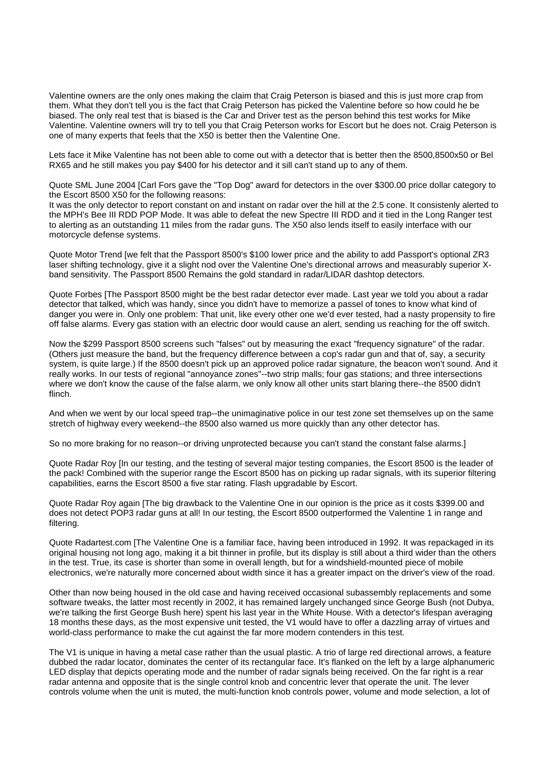Valentine owners are the only ones making the claim that Craig Peterson is biased and this is just more crap from them. What they don't tell you is the fact that Craig Peterson has picked the Valentine before so how could he be biased. The only real test that is biased is the Car and Driver test as the person behind this test works for Mike Valentine. Valentine owners will try to tell you that Craig Peterson works for Escort but he does not. Craig Peterson is one of many experts that feels that the X50 is better then the Valentine One.

Lets face it Mike Valentine has not been able to come out with a detector that is better then the 8500,8500x50 or Bel RX65 and he still makes you pay $400 for his detector and it sill can't stand up to any of them.

Quote SML June 2004 [Carl Fors gave the "Top Dog" award for detectors in the over $300.00 price dollar category to the Escort 8500 X50 for the following reasons:
It was the only detector to report constant on and instant on radar over the hill at the 2.5 cone. It consistenly alerted to the MPH's Bee III RDD POP Mode. It was able to defeat the new Spectre III RDD and it tied in the Long Ranger test to alerting as an outstanding 11 miles from the radar guns. The X50 also lends itself to easily interface with our motorcycle defense systems.

Quote Motor Trend [we felt that the Passport 8500's $100 lower price and the ability to add Passport's optional ZR3 laser shifting technology, give it a slight nod over the Valentine One's directional arrows and measurably superior X-band sensitivity. The Passport 8500 Remains the gold standard in radar/LIDAR dashtop detectors.

Quote Forbes [The Passport 8500 might be the best radar detector ever made. Last year we told you about a radar detector that talked, which was handy, since you didn't have to memorize a passel of tones to know what kind of danger you were in. Only one problem: That unit, like every other one we'd ever tested, had a nasty propensity to fire off false alarms. Every gas station with an electric door would cause an alert, sending us reaching for the off switch.

Now the $299 Passport 8500 screens such "falses" out by measuring the exact "frequency signature" of the radar. (Others just measure the band, but the frequency difference between a cop's radar gun and that of, say, a security system, is quite large.) If the 8500 doesn't pick up an approved police radar signature, the beacon won't sound. And it really works. In our tests of regional "annoyance zones"--two strip malls; four gas stations; and three intersections where we don't know the cause of the false alarm, we only know all other units start blaring there--the 8500 didn't flinch.

And when we went by our local speed trap--the unimaginative police in our test zone set themselves up on the same stretch of highway every weekend--the 8500 also warned us more quickly than any other detector has.

So no more braking for no reason--or driving unprotected because you can't stand the constant false alarms.]

Quote Radar Roy [In our testing, and the testing of several major testing companies, the Escort 8500 is the leader of the pack! Combined with the superior range the Escort 8500 has on picking up radar signals, with its superior filtering capabilities, earns the Escort 8500 a five star rating. Flash upgradable by Escort.

Quote Radar Roy again [The big drawback to the Valentine One in our opinion is the price as it costs $399.00 and does not detect POP3 radar guns at all! In our testing, the Escort 8500 outperformed the Valentine 1 in range and filtering.

Quote Radartest.com [The Valentine One is a familiar face, having been introduced in 1992. It was repackaged in its original housing not long ago, making it a bit thinner in profile, but its display is still about a third wider than the others in the test. True, its case is shorter than some in overall length, but for a windshield-mounted piece of mobile electronics, we're naturally more concerned about width since it has a greater impact on the driver's view of the road.

Other than now being housed in the old case and having received occasional subassembly replacements and some software tweaks, the latter most recently in 2002, it has remained largely unchanged since George Bush (not Dubya, we're talking the first George Bush here) spent his last year in the White House. With a detector's lifespan averaging 18 months these days, as the most expensive unit tested, the V1 would have to offer a dazzling array of virtues and world-class performance to make the cut against the far more modern contenders in this test.

The V1 is unique in having a metal case rather than the usual plastic. A trio of large red directional arrows, a feature dubbed the radar locator, dominates the center of its rectangular face. It's flanked on the left by a large alphanumeric LED display that depicts operating mode and the number of radar signals being received. On the far right is a rear radar antenna and opposite that is the single control knob and concentric lever that operate the unit. The lever controls volume when the unit is muted, the multi-function knob controls power, volume and mode selection, a lot of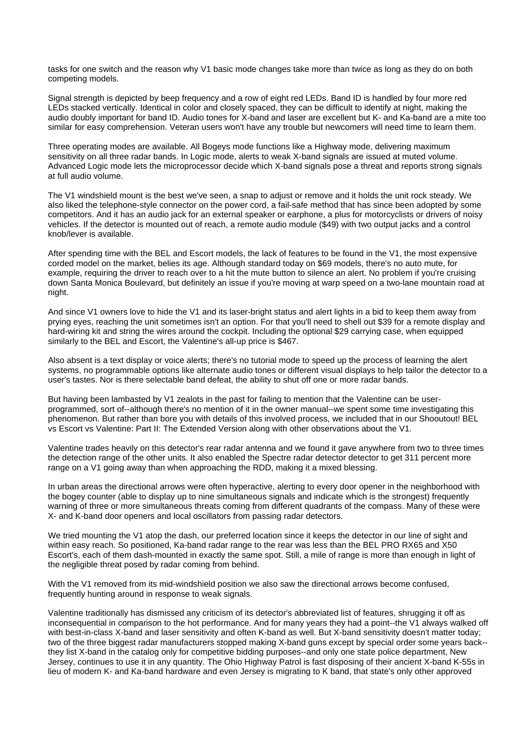tasks for one switch and the reason why V1 basic mode changes take more than twice as long as they do on both competing models.

Signal strength is depicted by beep frequency and a row of eight red LEDs. Band ID is handled by four more red LEDs stacked vertically. Identical in color and closely spaced, they can be difficult to identify at night, making the audio doubly important for band ID. Audio tones for X-band and laser are excellent but K- and Ka-band are a mite too similar for easy comprehension. Veteran users won't have any trouble but newcomers will need time to learn them.

Three operating modes are available. All Bogeys mode functions like a Highway mode, delivering maximum sensitivity on all three radar bands. In Logic mode, alerts to weak X-band signals are issued at muted volume. Advanced Logic mode lets the microprocessor decide which X-band signals pose a threat and reports strong signals at full audio volume.

The V1 windshield mount is the best we've seen, a snap to adjust or remove and it holds the unit rock steady. We also liked the telephone-style connector on the power cord, a fail-safe method that has since been adopted by some competitors. And it has an audio jack for an external speaker or earphone, a plus for motorcyclists or drivers of noisy vehicles. If the detector is mounted out of reach, a remote audio module ($49) with two output jacks and a control knob/lever is available.

After spending time with the BEL and Escort models, the lack of features to be found in the V1, the most expensive corded model on the market, belies its age. Although standard today on $69 models, there's no auto mute, for example, requiring the driver to reach over to a hit the mute button to silence an alert. No problem if you're cruising down Santa Monica Boulevard, but definitely an issue if you're moving at warp speed on a two-lane mountain road at night.

And since V1 owners love to hide the V1 and its laser-bright status and alert lights in a bid to keep them away from prying eyes, reaching the unit sometimes isn't an option. For that you'll need to shell out $39 for a remote display and hard-wiring kit and string the wires around the cockpit. Including the optional $29 carrying case, when equipped similarly to the BEL and Escort, the Valentine's all-up price is $467.

Also absent is a text display or voice alerts; there's no tutorial mode to speed up the process of learning the alert systems, no programmable options like alternate audio tones or different visual displays to help tailor the detector to a user's tastes. Nor is there selectable band defeat, the ability to shut off one or more radar bands.

But having been lambasted by V1 zealots in the past for failing to mention that the Valentine can be user-programmed, sort of--although there's no mention of it in the owner manual--we spent some time investigating this phenomenon. But rather than bore you with details of this involved process, we included that in our Shooutout! BEL vs Escort vs Valentine: Part II: The Extended Version along with other observations about the V1.

Valentine trades heavily on this detector's rear radar antenna and we found it gave anywhere from two to three times the detection range of the other units. It also enabled the Spectre radar detector detector to get 311 percent more range on a V1 going away than when approaching the RDD, making it a mixed blessing.

In urban areas the directional arrows were often hyperactive, alerting to every door opener in the neighborhood with the bogey counter (able to display up to nine simultaneous signals and indicate which is the strongest) frequently warning of three or more simultaneous threats coming from different quadrants of the compass. Many of these were X- and K-band door openers and local oscillators from passing radar detectors.

We tried mounting the V1 atop the dash, our preferred location since it keeps the detector in our line of sight and within easy reach. So positioned, Ka-band radar range to the rear was less than the BEL PRO RX65 and X50 Escort's, each of them dash-mounted in exactly the same spot. Still, a mile of range is more than enough in light of the negligible threat posed by radar coming from behind.

With the V1 removed from its mid-windshield position we also saw the directional arrows become confused, frequently hunting around in response to weak signals.

Valentine traditionally has dismissed any criticism of its detector's abbreviated list of features, shrugging it off as inconsequential in comparison to the hot performance. And for many years they had a point--the V1 always walked off with best-in-class X-band and laser sensitivity and often K-band as well. But X-band sensitivity doesn't matter today; two of the three biggest radar manufacturers stopped making X-band guns except by special order some years back--they list X-band in the catalog only for competitive bidding purposes--and only one state police department, New Jersey, continues to use it in any quantity. The Ohio Highway Patrol is fast disposing of their ancient X-band K-55s in lieu of modern K- and Ka-band hardware and even Jersey is migrating to K band, that state's only other approved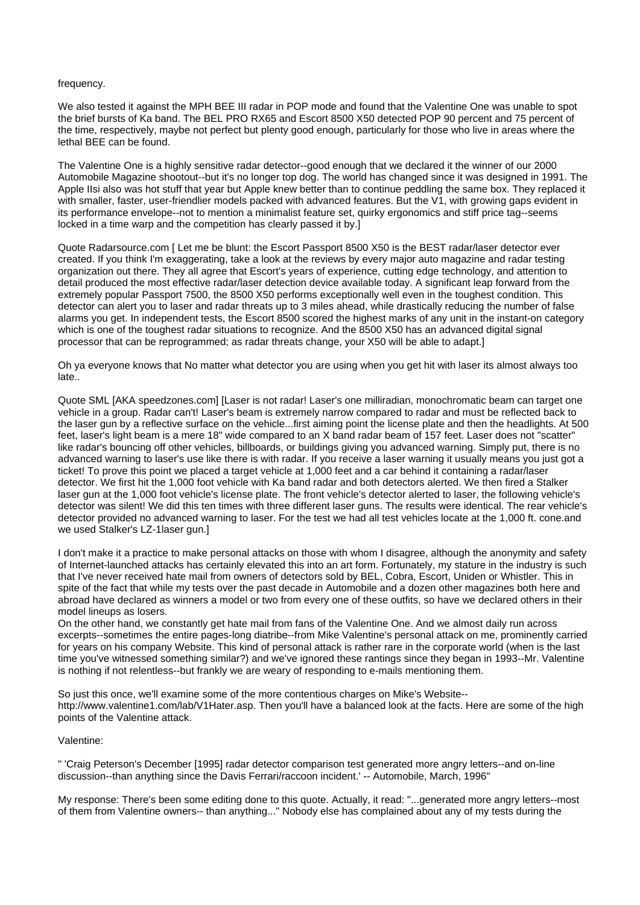frequency.

We also tested it against the MPH BEE III radar in POP mode and found that the Valentine One was unable to spot the brief bursts of Ka band. The BEL PRO RX65 and Escort 8500 X50 detected POP 90 percent and 75 percent of the time, respectively, maybe not perfect but plenty good enough, particularly for those who live in areas where the lethal BEE can be found.

The Valentine One is a highly sensitive radar detector--good enough that we declared it the winner of our 2000 Automobile Magazine shootout--but it's no longer top dog. The world has changed since it was designed in 1991. The Apple IIsi also was hot stuff that year but Apple knew better than to continue peddling the same box. They replaced it with smaller, faster, user-friendlier models packed with advanced features. But the V1, with growing gaps evident in its performance envelope--not to mention a minimalist feature set, quirky ergonomics and stiff price tag--seems locked in a time warp and the competition has clearly passed it by.]

Quote Radarsource.com [ Let me be blunt: the Escort Passport 8500 X50 is the BEST radar/laser detector ever created. If you think I'm exaggerating, take a look at the reviews by every major auto magazine and radar testing organization out there. They all agree that Escort's years of experience, cutting edge technology, and attention to detail produced the most effective radar/laser detection device available today. A significant leap forward from the extremely popular Passport 7500, the 8500 X50 performs exceptionally well even in the toughest condition. This detector can alert you to laser and radar threats up to 3 miles ahead, while drastically reducing the number of false alarms you get. In independent tests, the Escort 8500 scored the highest marks of any unit in the instant-on category which is one of the toughest radar situations to recognize. And the 8500 X50 has an advanced digital signal processor that can be reprogrammed; as radar threats change, your X50 will be able to adapt.]

Oh ya everyone knows that No matter what detector you are using when you get hit with laser its almost always too late..

Quote SML [AKA speedzones.com] [Laser is not radar! Laser's one milliradian, monochromatic beam can target one vehicle in a group. Radar can't! Laser's beam is extremely narrow compared to radar and must be reflected back to the laser gun by a reflective surface on the vehicle...first aiming point the license plate and then the headlights. At 500 feet, laser's light beam is a mere 18" wide compared to an X band radar beam of 157 feet. Laser does not "scatter" like radar's bouncing off other vehicles, billboards, or buildings giving you advanced warning. Simply put, there is no advanced warning to laser's use like there is with radar. If you receive a laser warning it usually means you just got a ticket! To prove this point we placed a target vehicle at 1,000 feet and a car behind it containing a radar/laser detector. We first hit the 1,000 foot vehicle with Ka band radar and both detectors alerted. We then fired a Stalker laser gun at the 1,000 foot vehicle's license plate. The front vehicle's detector alerted to laser, the following vehicle's detector was silent! We did this ten times with three different laser guns. The results were identical. The rear vehicle's detector provided no advanced warning to laser. For the test we had all test vehicles locate at the 1,000 ft. cone.and we used Stalker's LZ-1laser gun.]

I don't make it a practice to make personal attacks on those with whom I disagree, although the anonymity and safety of Internet-launched attacks has certainly elevated this into an art form. Fortunately, my stature in the industry is such that I've never received hate mail from owners of detectors sold by BEL, Cobra, Escort, Uniden or Whistler. This in spite of the fact that while my tests over the past decade in Automobile and a dozen other magazines both here and abroad have declared as winners a model or two from every one of these outfits, so have we declared others in their model lineups as losers.
On the other hand, we constantly get hate mail from fans of the Valentine One. And we almost daily run across excerpts--sometimes the entire pages-long diatribe--from Mike Valentine's personal attack on me, prominently carried for years on his company Website. This kind of personal attack is rather rare in the corporate world (when is the last time you've witnessed something similar?) and we've ignored these rantings since they began in 1993--Mr. Valentine is nothing if not relentless--but frankly we are weary of responding to e-mails mentioning them.

So just this once, we'll examine some of the more contentious charges on Mike's Website--
http://www.valentine1.com/lab/V1Hater.asp. Then you'll have a balanced look at the facts. Here are some of the high points of the Valentine attack.

Valentine:

" 'Craig Peterson's December [1995] radar detector comparison test generated more angry letters--and on-line discussion--than anything since the Davis Ferrari/raccoon incident.' -- Automobile, March, 1996"

My response: There's been some editing done to this quote. Actually, it read: "...generated more angry letters--most of them from Valentine owners-- than anything..." Nobody else has complained about any of my tests during the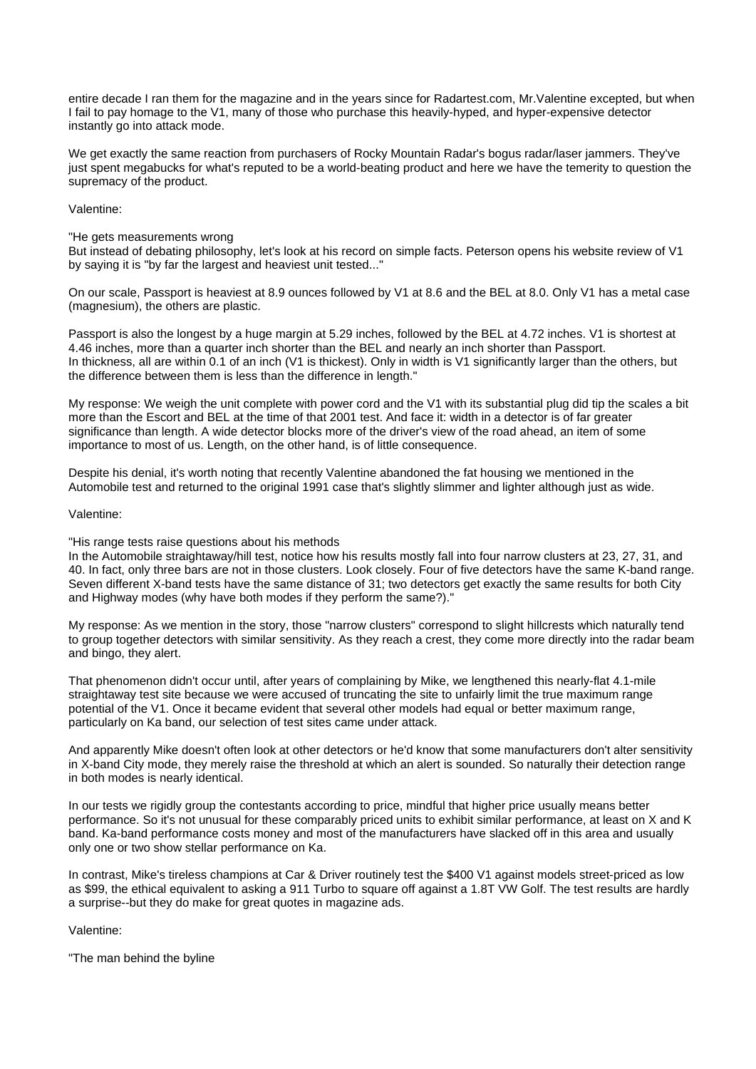entire decade I ran them for the magazine and in the years since for Radartest.com, Mr.Valentine excepted, but when I fail to pay homage to the V1, many of those who purchase this heavily-hyped, and hyper-expensive detector instantly go into attack mode.

We get exactly the same reaction from purchasers of Rocky Mountain Radar's bogus radar/laser jammers. They've just spent megabucks for what's reputed to be a world-beating product and here we have the temerity to question the supremacy of the product.

Valentine:

"He gets measurements wrong
But instead of debating philosophy, let's look at his record on simple facts. Peterson opens his website review of V1 by saying it is "by far the largest and heaviest unit tested..."

On our scale, Passport is heaviest at 8.9 ounces followed by V1 at 8.6 and the BEL at 8.0. Only V1 has a metal case (magnesium), the others are plastic.

Passport is also the longest by a huge margin at 5.29 inches, followed by the BEL at 4.72 inches. V1 is shortest at 4.46 inches, more than a quarter inch shorter than the BEL and nearly an inch shorter than Passport.
In thickness, all are within 0.1 of an inch (V1 is thickest). Only in width is V1 significantly larger than the others, but the difference between them is less than the difference in length."

My response: We weigh the unit complete with power cord and the V1 with its substantial plug did tip the scales a bit more than the Escort and BEL at the time of that 2001 test. And face it: width in a detector is of far greater significance than length. A wide detector blocks more of the driver's view of the road ahead, an item of some importance to most of us. Length, on the other hand, is of little consequence.

Despite his denial, it's worth noting that recently Valentine abandoned the fat housing we mentioned in the Automobile test and returned to the original 1991 case that's slightly slimmer and lighter although just as wide.

Valentine:

"His range tests raise questions about his methods
In the Automobile straightaway/hill test, notice how his results mostly fall into four narrow clusters at 23, 27, 31, and 40. In fact, only three bars are not in those clusters. Look closely. Four of five detectors have the same K-band range. Seven different X-band tests have the same distance of 31; two detectors get exactly the same results for both City and Highway modes (why have both modes if they perform the same?)."

My response: As we mention in the story, those "narrow clusters" correspond to slight hillcrests which naturally tend to group together detectors with similar sensitivity. As they reach a crest, they come more directly into the radar beam and bingo, they alert.

That phenomenon didn't occur until, after years of complaining by Mike, we lengthened this nearly-flat 4.1-mile straightaway test site because we were accused of truncating the site to unfairly limit the true maximum range potential of the V1. Once it became evident that several other models had equal or better maximum range, particularly on Ka band, our selection of test sites came under attack.

And apparently Mike doesn't often look at other detectors or he'd know that some manufacturers don't alter sensitivity in X-band City mode, they merely raise the threshold at which an alert is sounded. So naturally their detection range in both modes is nearly identical.

In our tests we rigidly group the contestants according to price, mindful that higher price usually means better performance. So it's not unusual for these comparably priced units to exhibit similar performance, at least on X and K band. Ka-band performance costs money and most of the manufacturers have slacked off in this area and usually only one or two show stellar performance on Ka.

In contrast, Mike's tireless champions at Car & Driver routinely test the $400 V1 against models street-priced as low as $99, the ethical equivalent to asking a 911 Turbo to square off against a 1.8T VW Golf. The test results are hardly a surprise--but they do make for great quotes in magazine ads.

Valentine:

"The man behind the byline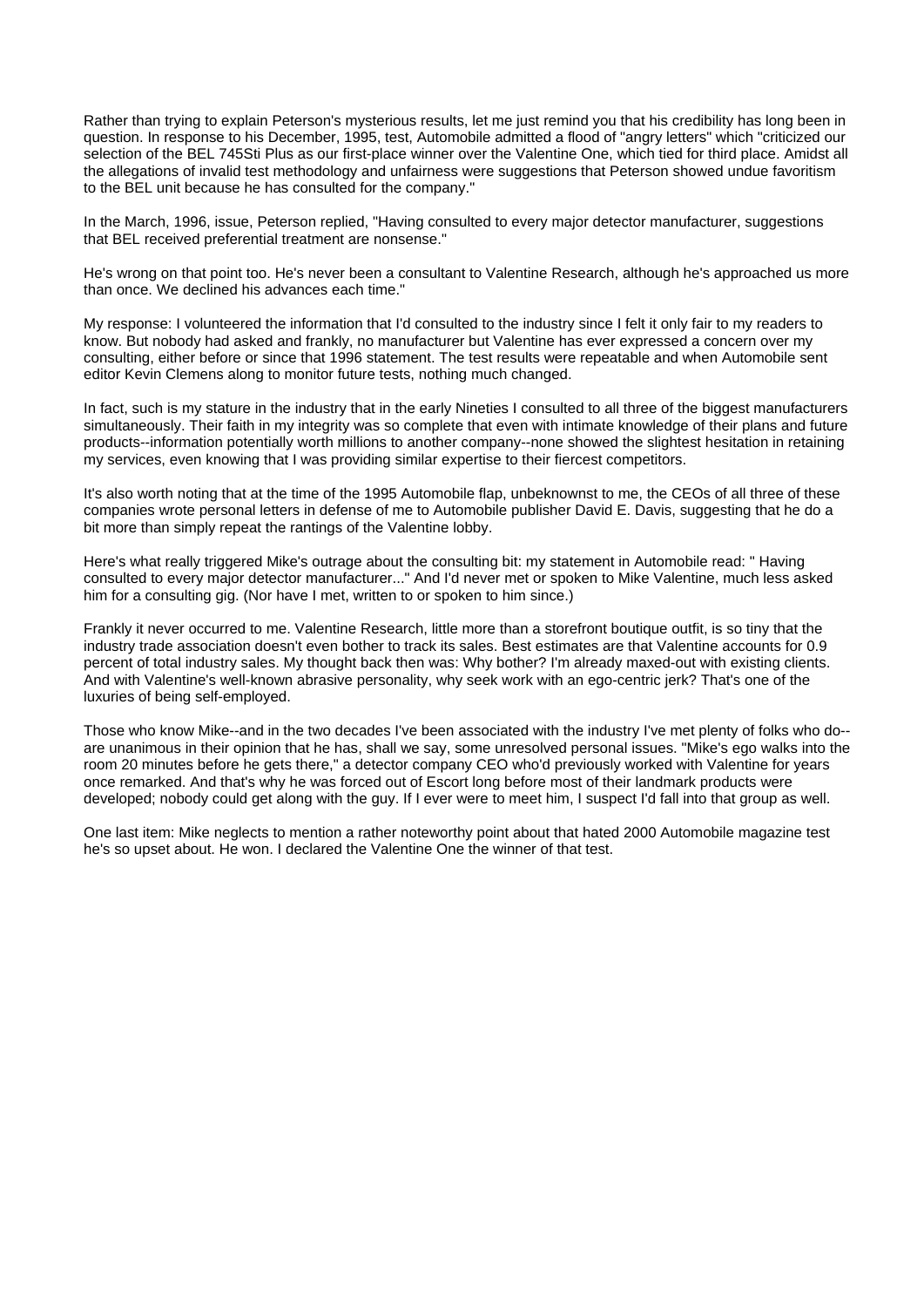Rather than trying to explain Peterson's mysterious results, let me just remind you that his credibility has long been in question. In response to his December, 1995, test, Automobile admitted a flood of "angry letters" which "criticized our selection of the BEL 745Sti Plus as our first-place winner over the Valentine One, which tied for third place. Amidst all the allegations of invalid test methodology and unfairness were suggestions that Peterson showed undue favoritism to the BEL unit because he has consulted for the company."

In the March, 1996, issue, Peterson replied, "Having consulted to every major detector manufacturer, suggestions that BEL received preferential treatment are nonsense."

He's wrong on that point too. He's never been a consultant to Valentine Research, although he's approached us more than once. We declined his advances each time."

My response: I volunteered the information that I'd consulted to the industry since I felt it only fair to my readers to know. But nobody had asked and frankly, no manufacturer but Valentine has ever expressed a concern over my consulting, either before or since that 1996 statement. The test results were repeatable and when Automobile sent editor Kevin Clemens along to monitor future tests, nothing much changed.

In fact, such is my stature in the industry that in the early Nineties I consulted to all three of the biggest manufacturers simultaneously. Their faith in my integrity was so complete that even with intimate knowledge of their plans and future products--information potentially worth millions to another company--none showed the slightest hesitation in retaining my services, even knowing that I was providing similar expertise to their fiercest competitors.

It's also worth noting that at the time of the 1995 Automobile flap, unbeknownst to me, the CEOs of all three of these companies wrote personal letters in defense of me to Automobile publisher David E. Davis, suggesting that he do a bit more than simply repeat the rantings of the Valentine lobby.

Here's what really triggered Mike's outrage about the consulting bit: my statement in Automobile read: " Having consulted to every major detector manufacturer..." And I'd never met or spoken to Mike Valentine, much less asked him for a consulting gig. (Nor have I met, written to or spoken to him since.)

Frankly it never occurred to me. Valentine Research, little more than a storefront boutique outfit, is so tiny that the industry trade association doesn't even bother to track its sales. Best estimates are that Valentine accounts for 0.9 percent of total industry sales. My thought back then was: Why bother? I'm already maxed-out with existing clients. And with Valentine's well-known abrasive personality, why seek work with an ego-centric jerk? That's one of the luxuries of being self-employed.

Those who know Mike--and in the two decades I've been associated with the industry I've met plenty of folks who do--are unanimous in their opinion that he has, shall we say, some unresolved personal issues. "Mike's ego walks into the room 20 minutes before he gets there," a detector company CEO who'd previously worked with Valentine for years once remarked. And that's why he was forced out of Escort long before most of their landmark products were developed; nobody could get along with the guy. If I ever were to meet him, I suspect I'd fall into that group as well.

One last item: Mike neglects to mention a rather noteworthy point about that hated 2000 Automobile magazine test he's so upset about. He won. I declared the Valentine One the winner of that test.